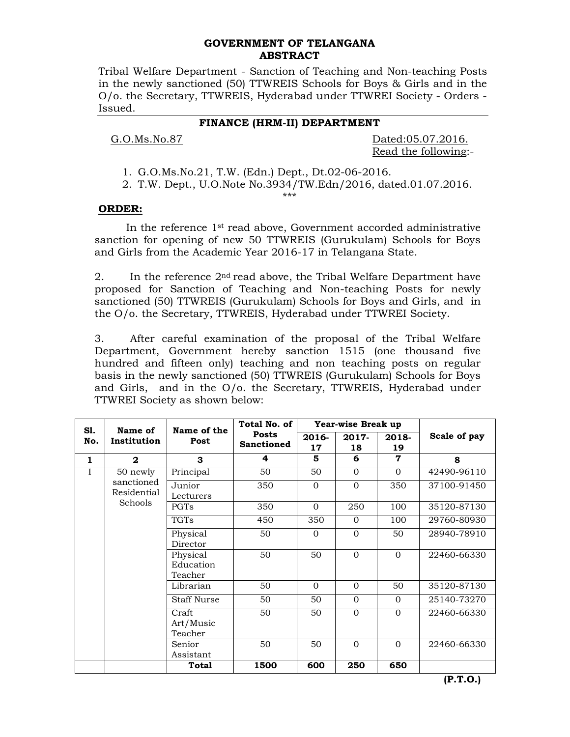**GOVERNMENT OF TELANGANA**
**ABSTRACT**

Tribal Welfare Department - Sanction of Teaching and Non-teaching Posts in the newly sanctioned (50) TTWREIS Schools for Boys & Girls and in the O/o. the Secretary, TTWREIS, Hyderabad under TTWREI Society - Orders - Issued.

**FINANCE (HRM-II) DEPARTMENT**

G.O.Ms.No.87 Dated:05.07.2016.

Read the following:-

1. G.O.Ms.No.21, T.W. (Edn.) Dept., Dt.02-06-2016.
2. T.W. Dept., U.O.Note No.3934/TW.Edn/2016, dated.01.07.2016.

\*\*\*

**ORDER:**

In the reference 1st read above, Government accorded administrative sanction for opening of new 50 TTWREIS (Gurukulam) Schools for Boys and Girls from the Academic Year 2016-17 in Telangana State.

2. In the reference 2nd read above, the Tribal Welfare Department have proposed for Sanction of Teaching and Non-teaching Posts for newly sanctioned (50) TTWREIS (Gurukulam) Schools for Boys and Girls, and in the O/o. the Secretary, TTWREIS, Hyderabad under TTWREI Society.

3. After careful examination of the proposal of the Tribal Welfare Department, Government hereby sanction 1515 (one thousand five hundred and fifteen only) teaching and non teaching posts on regular basis in the newly sanctioned (50) TTWREIS (Gurukulam) Schools for Boys and Girls, and in the O/o. the Secretary, TTWREIS, Hyderabad under TTWREI Society as shown below:

| Sl. No. | Name of Institution | Name of the Post | Total No. of Posts Sanctioned | Year-wise Break up | | | Scale of pay |
|---|---|---|---|---|---|---|---|
| | | | | 2016-17 | 2017-18 | 2018-19 | |
| **1** | **2** | **3** | **4** | **5** | **6** | **7** | **8** |
| I | 50 newly sanctioned Residential Schools | Principal | 50 | 50 | 0 | 0 | 42490-96110 |
| | | Junior Lecturers | 350 | 0 | 0 | 350 | 37100-91450 |
| | | PGTs | 350 | 0 | 250 | 100 | 35120-87130 |
| | | TGTs | 450 | 350 | 0 | 100 | 29760-80930 |
| | | Physical Director | 50 | 0 | 0 | 50 | 28940-78910 |
| | | Physical Education Teacher | 50 | 50 | 0 | 0 | 22460-66330 |
| | | Librarian | 50 | 0 | 0 | 50 | 35120-87130 |
| | | Staff Nurse | 50 | 50 | 0 | 0 | 25140-73270 |
| | | Craft Art/Music Teacher | 50 | 50 | 0 | 0 | 22460-66330 |
| | | Senior Assistant | 50 | 50 | 0 | 0 | 22460-66330 |
| | | **Total** | **1500** | **600** | **250** | **650** | |

**(P.T.O.)**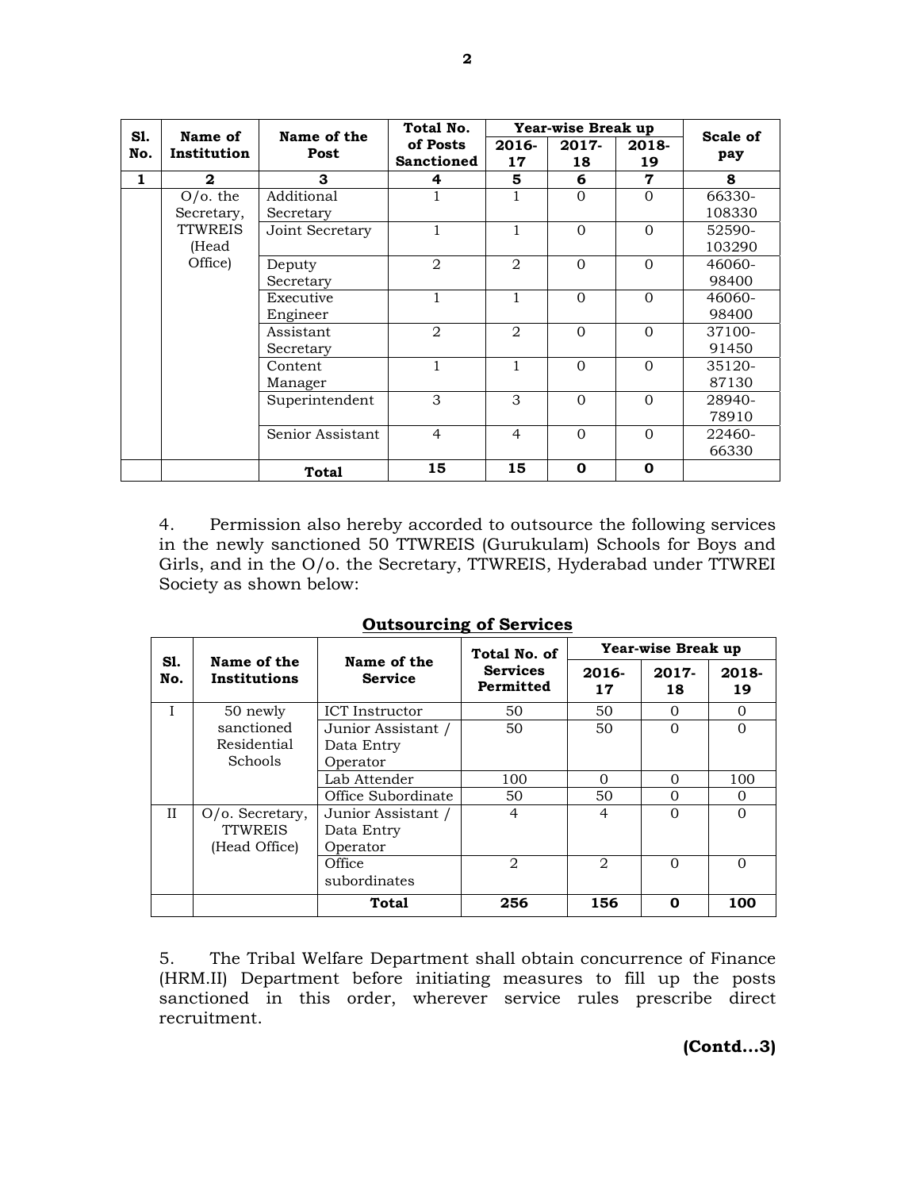| Sl. No. | Name of Institution | Name of the Post | Total No. of Posts Sanctioned | Year-wise Break up | | | Scale of pay |
|---|---|---|---|---|---|---|---|
| | | | | 2016-17 | 2017-18 | 2018-19 | |
| 1 | 2 | 3 | 4 | 5 | 6 | 7 | 8 |
| | O/o. the Secretary, TTWREIS (Head Office) | Additional Secretary | 1 | 1 | 0 | 0 | 66330-108330 |
| | | Joint Secretary | 1 | 1 | 0 | 0 | 52590-103290 |
| | | Deputy Secretary | 2 | 2 | 0 | 0 | 46060-98400 |
| | | Executive Engineer | 1 | 1 | 0 | 0 | 46060-98400 |
| | | Assistant Secretary | 2 | 2 | 0 | 0 | 37100-91450 |
| | | Content Manager | 1 | 1 | 0 | 0 | 35120-87130 |
| | | Superintendent | 3 | 3 | 0 | 0 | 28940-78910 |
| | | Senior Assistant | 4 | 4 | 0 | 0 | 22460-66330 |
| | | **Total** | **15** | **15** | **0** | **0** | |

4. Permission also hereby accorded to outsource the following services in the newly sanctioned 50 TTWREIS (Gurukulam) Schools for Boys and Girls, and in the O/o. the Secretary, TTWREIS, Hyderabad under TTWREI Society as shown below:

**Outsourcing of Services**

| Sl. No. | Name of the Institutions | Name of the Service | Total No. of Services Permitted | Year-wise Break up | | |
|---|---|---|---|---|---|---|
| | | | | 2016-17 | 2017-18 | 2018-19 |
| I | 50 newly sanctioned Residential Schools | ICT Instructor | 50 | 50 | 0 | 0 |
| | | Junior Assistant / Data Entry Operator | 50 | 50 | 0 | 0 |
| | | Lab Attender | 100 | 0 | 0 | 100 |
| | | Office Subordinate | 50 | 50 | 0 | 0 |
| II | O/o. Secretary, TTWREIS (Head Office) | Junior Assistant / Data Entry Operator | 4 | 4 | 0 | 0 |
| | | Office subordinates | 2 | 2 | 0 | 0 |
| | | **Total** | **256** | **156** | **0** | **100** |

5. The Tribal Welfare Department shall obtain concurrence of Finance (HRM.II) Department before initiating measures to fill up the posts sanctioned in this order, wherever service rules prescribe direct recruitment.

**(Contd...3)**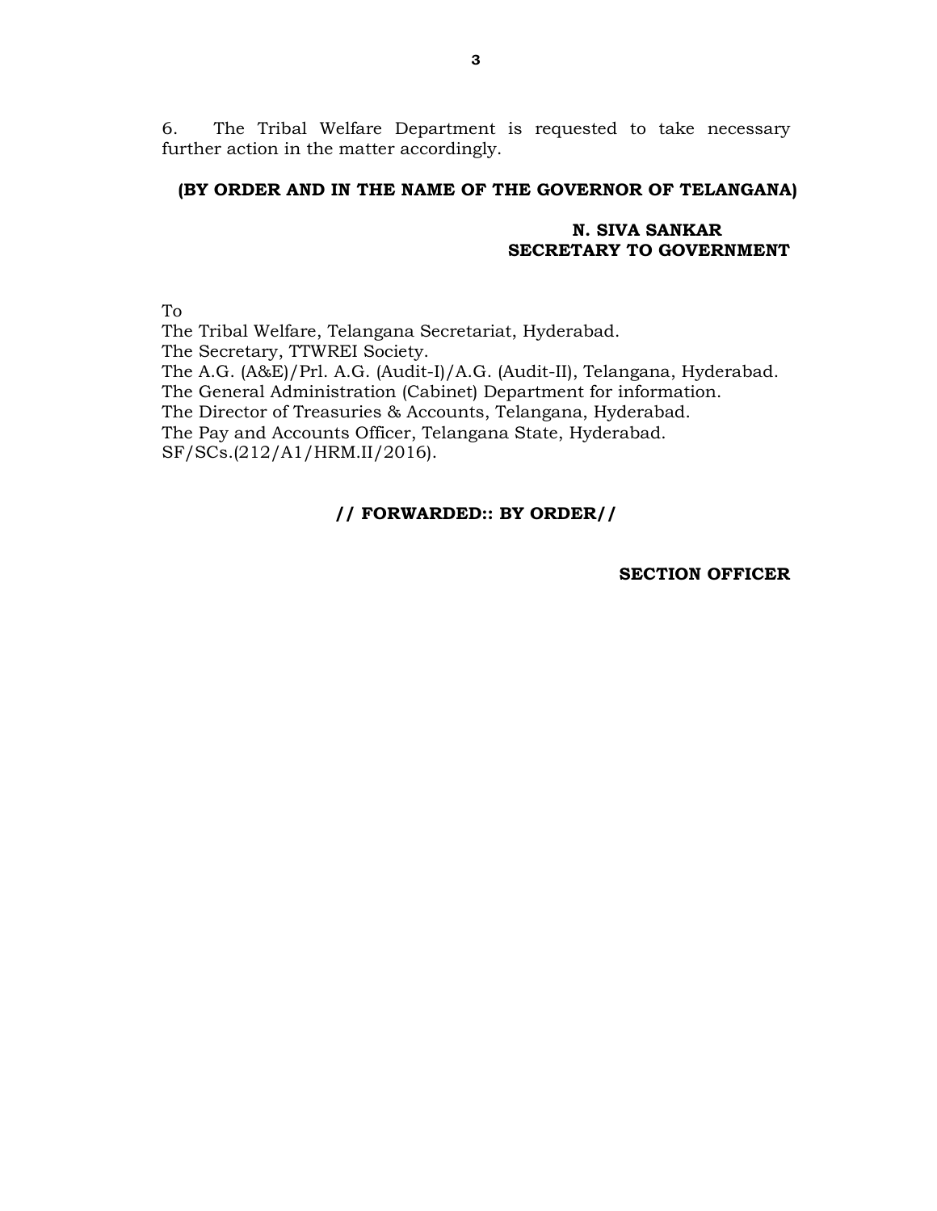6. The Tribal Welfare Department is requested to take necessary further action in the matter accordingly.

**(BY ORDER AND IN THE NAME OF THE GOVERNOR OF TELANGANA)**

**N. SIVA SANKAR**
**SECRETARY TO GOVERNMENT**

To
The Tribal Welfare, Telangana Secretariat, Hyderabad.
The Secretary, TTWREI Society.
The A.G. (A&E)/Prl. A.G. (Audit-I)/A.G. (Audit-II), Telangana, Hyderabad.
The General Administration (Cabinet) Department for information.
The Director of Treasuries & Accounts, Telangana, Hyderabad.
The Pay and Accounts Officer, Telangana State, Hyderabad.
SF/SCs.(212/A1/HRM.II/2016).

**// FORWARDED:: BY ORDER//**

**SECTION OFFICER**